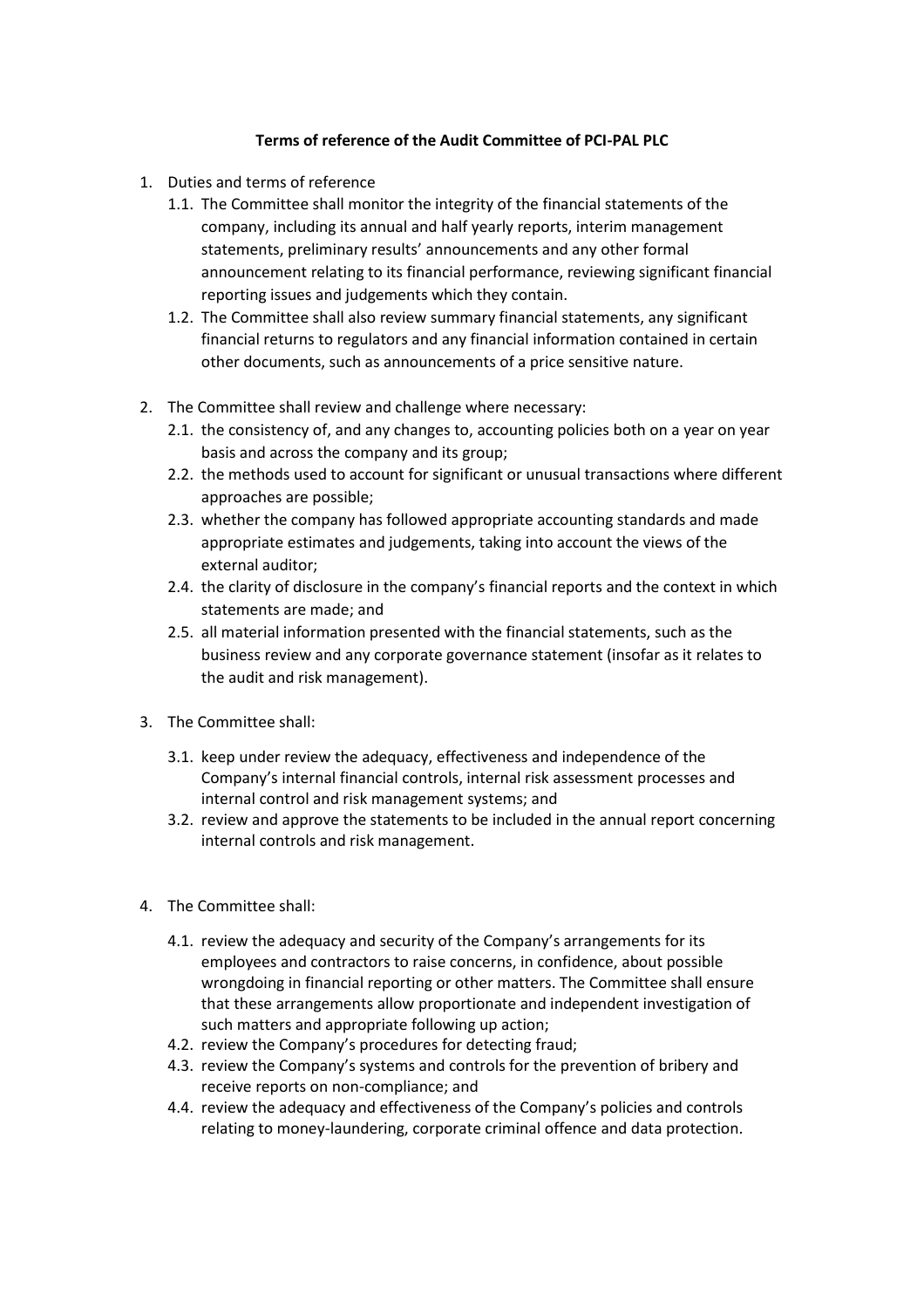**Terms of reference of the Audit Committee of PCI-PAL PLC**

1. Duties and terms of reference
   1.1. The Committee shall monitor the integrity of the financial statements of the company, including its annual and half yearly reports, interim management statements, preliminary results' announcements and any other formal announcement relating to its financial performance, reviewing significant financial reporting issues and judgements which they contain.
   1.2. The Committee shall also review summary financial statements, any significant financial returns to regulators and any financial information contained in certain other documents, such as announcements of a price sensitive nature.

2. The Committee shall review and challenge where necessary:
   2.1. the consistency of, and any changes to, accounting policies both on a year on year basis and across the company and its group;
   2.2. the methods used to account for significant or unusual transactions where different approaches are possible;
   2.3. whether the company has followed appropriate accounting standards and made appropriate estimates and judgements, taking into account the views of the external auditor;
   2.4. the clarity of disclosure in the company's financial reports and the context in which statements are made; and
   2.5. all material information presented with the financial statements, such as the business review and any corporate governance statement (insofar as it relates to the audit and risk management).

3. The Committee shall:
   3.1. keep under review the adequacy, effectiveness and independence of the Company's internal financial controls, internal risk assessment processes and internal control and risk management systems; and
   3.2. review and approve the statements to be included in the annual report concerning internal controls and risk management.

4. The Committee shall:
   4.1. review the adequacy and security of the Company's arrangements for its employees and contractors to raise concerns, in confidence, about possible wrongdoing in financial reporting or other matters. The Committee shall ensure that these arrangements allow proportionate and independent investigation of such matters and appropriate following up action;
   4.2. review the Company's procedures for detecting fraud;
   4.3. review the Company's systems and controls for the prevention of bribery and receive reports on non-compliance; and
   4.4. review the adequacy and effectiveness of the Company's policies and controls relating to money-laundering, corporate criminal offence and data protection.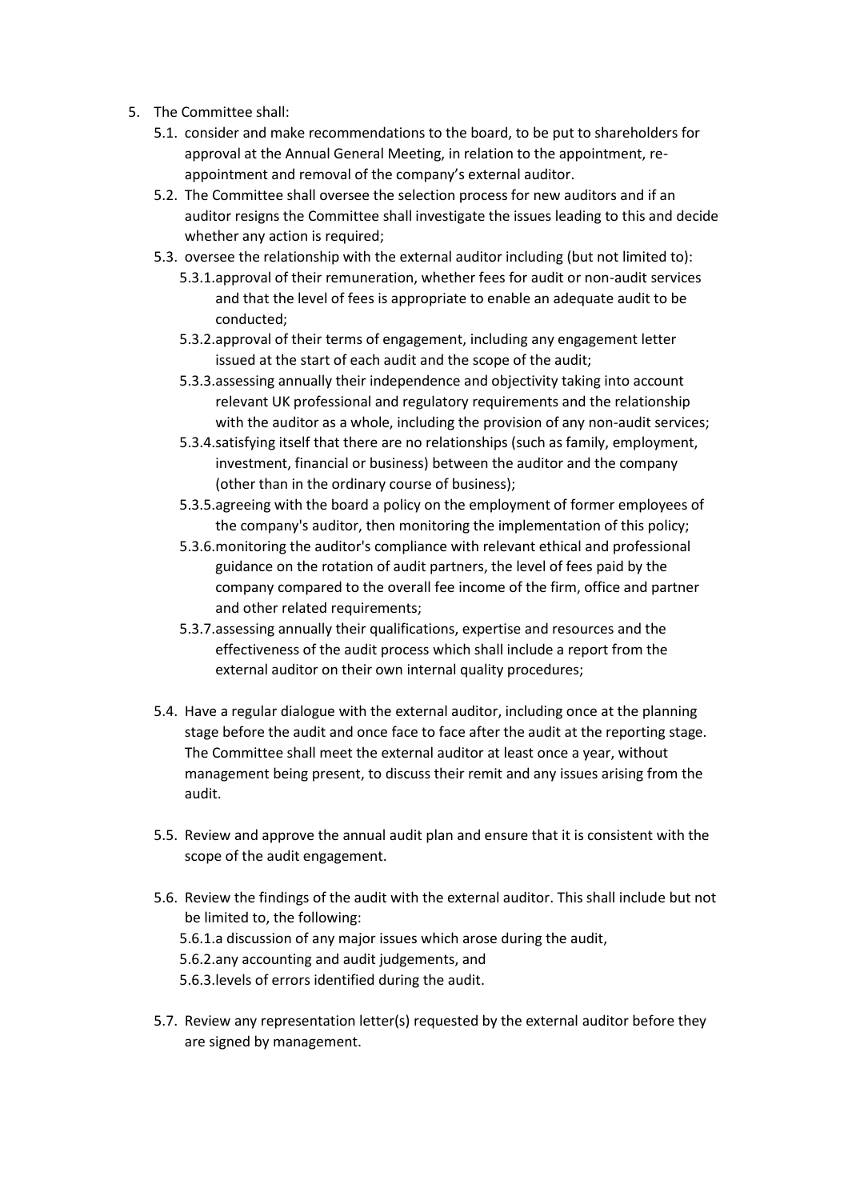5. The Committee shall:
   5.1. consider and make recommendations to the board, to be put to shareholders for approval at the Annual General Meeting, in relation to the appointment, re-appointment and removal of the company's external auditor.
   5.2. The Committee shall oversee the selection process for new auditors and if an auditor resigns the Committee shall investigate the issues leading to this and decide whether any action is required;
   5.3. oversee the relationship with the external auditor including (but not limited to):
      5.3.1. approval of their remuneration, whether fees for audit or non-audit services and that the level of fees is appropriate to enable an adequate audit to be conducted;
      5.3.2. approval of their terms of engagement, including any engagement letter issued at the start of each audit and the scope of the audit;
      5.3.3. assessing annually their independence and objectivity taking into account relevant UK professional and regulatory requirements and the relationship with the auditor as a whole, including the provision of any non-audit services;
      5.3.4. satisfying itself that there are no relationships (such as family, employment, investment, financial or business) between the auditor and the company (other than in the ordinary course of business);
      5.3.5. agreeing with the board a policy on the employment of former employees of the company's auditor, then monitoring the implementation of this policy;
      5.3.6. monitoring the auditor's compliance with relevant ethical and professional guidance on the rotation of audit partners, the level of fees paid by the company compared to the overall fee income of the firm, office and partner and other related requirements;
      5.3.7. assessing annually their qualifications, expertise and resources and the effectiveness of the audit process which shall include a report from the external auditor on their own internal quality procedures;
   5.4. Have a regular dialogue with the external auditor, including once at the planning stage before the audit and once face to face after the audit at the reporting stage. The Committee shall meet the external auditor at least once a year, without management being present, to discuss their remit and any issues arising from the audit.
   5.5. Review and approve the annual audit plan and ensure that it is consistent with the scope of the audit engagement.
   5.6. Review the findings of the audit with the external auditor. This shall include but not be limited to, the following:
      5.6.1. a discussion of any major issues which arose during the audit,
      5.6.2. any accounting and audit judgements, and
      5.6.3. levels of errors identified during the audit.
   5.7. Review any representation letter(s) requested by the external auditor before they are signed by management.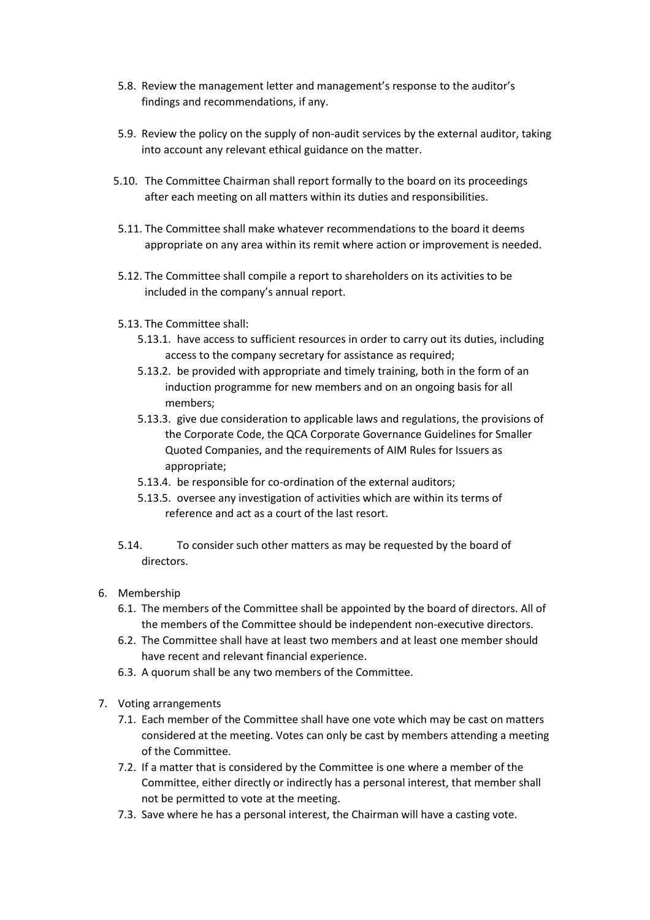5.8. Review the management letter and management's response to the auditor's findings and recommendations, if any.

5.9. Review the policy on the supply of non-audit services by the external auditor, taking into account any relevant ethical guidance on the matter.

5.10. The Committee Chairman shall report formally to the board on its proceedings after each meeting on all matters within its duties and responsibilities.

5.11. The Committee shall make whatever recommendations to the board it deems appropriate on any area within its remit where action or improvement is needed.

5.12. The Committee shall compile a report to shareholders on its activities to be included in the company's annual report.

5.13. The Committee shall:

5.13.1. have access to sufficient resources in order to carry out its duties, including access to the company secretary for assistance as required;

5.13.2. be provided with appropriate and timely training, both in the form of an induction programme for new members and on an ongoing basis for all members;

5.13.3. give due consideration to applicable laws and regulations, the provisions of the Corporate Code, the QCA Corporate Governance Guidelines for Smaller Quoted Companies, and the requirements of AIM Rules for Issuers as appropriate;

5.13.4. be responsible for co-ordination of the external auditors;

5.13.5. oversee any investigation of activities which are within its terms of reference and act as a court of the last resort.

5.14. To consider such other matters as may be requested by the board of directors.

6. Membership

6.1. The members of the Committee shall be appointed by the board of directors. All of the members of the Committee should be independent non-executive directors.

6.2. The Committee shall have at least two members and at least one member should have recent and relevant financial experience.

6.3. A quorum shall be any two members of the Committee.

7. Voting arrangements

7.1. Each member of the Committee shall have one vote which may be cast on matters considered at the meeting. Votes can only be cast by members attending a meeting of the Committee.

7.2. If a matter that is considered by the Committee is one where a member of the Committee, either directly or indirectly has a personal interest, that member shall not be permitted to vote at the meeting.

7.3. Save where he has a personal interest, the Chairman will have a casting vote.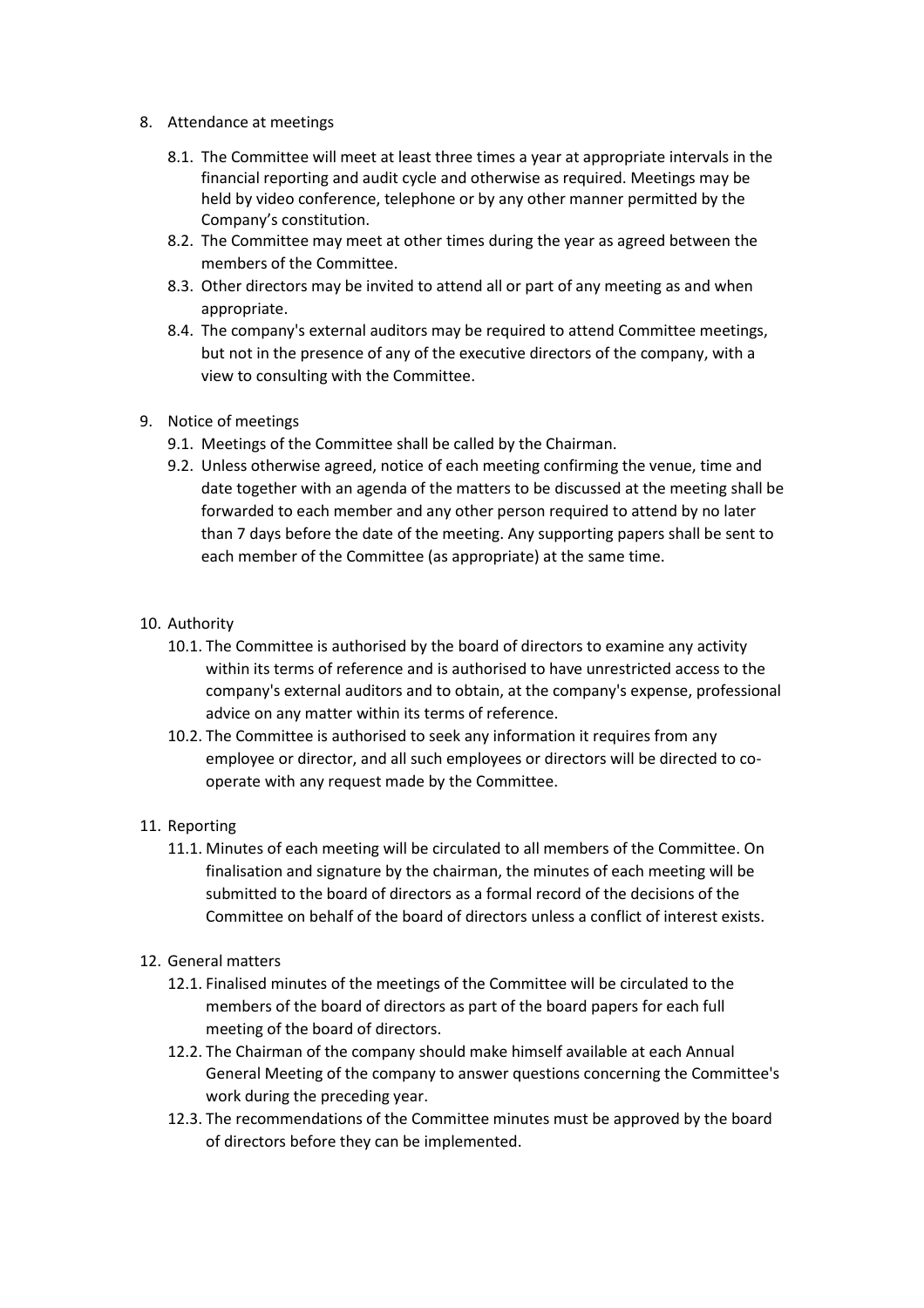8. Attendance at meetings

    8.1. The Committee will meet at least three times a year at appropriate intervals in the financial reporting and audit cycle and otherwise as required. Meetings may be held by video conference, telephone or by any other manner permitted by the Company's constitution.

    8.2. The Committee may meet at other times during the year as agreed between the members of the Committee.

    8.3. Other directors may be invited to attend all or part of any meeting as and when appropriate.

    8.4. The company's external auditors may be required to attend Committee meetings, but not in the presence of any of the executive directors of the company, with a view to consulting with the Committee.

9. Notice of meetings

    9.1. Meetings of the Committee shall be called by the Chairman.

    9.2. Unless otherwise agreed, notice of each meeting confirming the venue, time and date together with an agenda of the matters to be discussed at the meeting shall be forwarded to each member and any other person required to attend by no later than 7 days before the date of the meeting. Any supporting papers shall be sent to each member of the Committee (as appropriate) at the same time.

10. Authority

    10.1. The Committee is authorised by the board of directors to examine any activity within its terms of reference and is authorised to have unrestricted access to the company's external auditors and to obtain, at the company's expense, professional advice on any matter within its terms of reference.

    10.2. The Committee is authorised to seek any information it requires from any employee or director, and all such employees or directors will be directed to co-operate with any request made by the Committee.

11. Reporting

    11.1. Minutes of each meeting will be circulated to all members of the Committee. On finalisation and signature by the chairman, the minutes of each meeting will be submitted to the board of directors as a formal record of the decisions of the Committee on behalf of the board of directors unless a conflict of interest exists.

12. General matters

    12.1. Finalised minutes of the meetings of the Committee will be circulated to the members of the board of directors as part of the board papers for each full meeting of the board of directors.

    12.2. The Chairman of the company should make himself available at each Annual General Meeting of the company to answer questions concerning the Committee's work during the preceding year.

    12.3. The recommendations of the Committee minutes must be approved by the board of directors before they can be implemented.